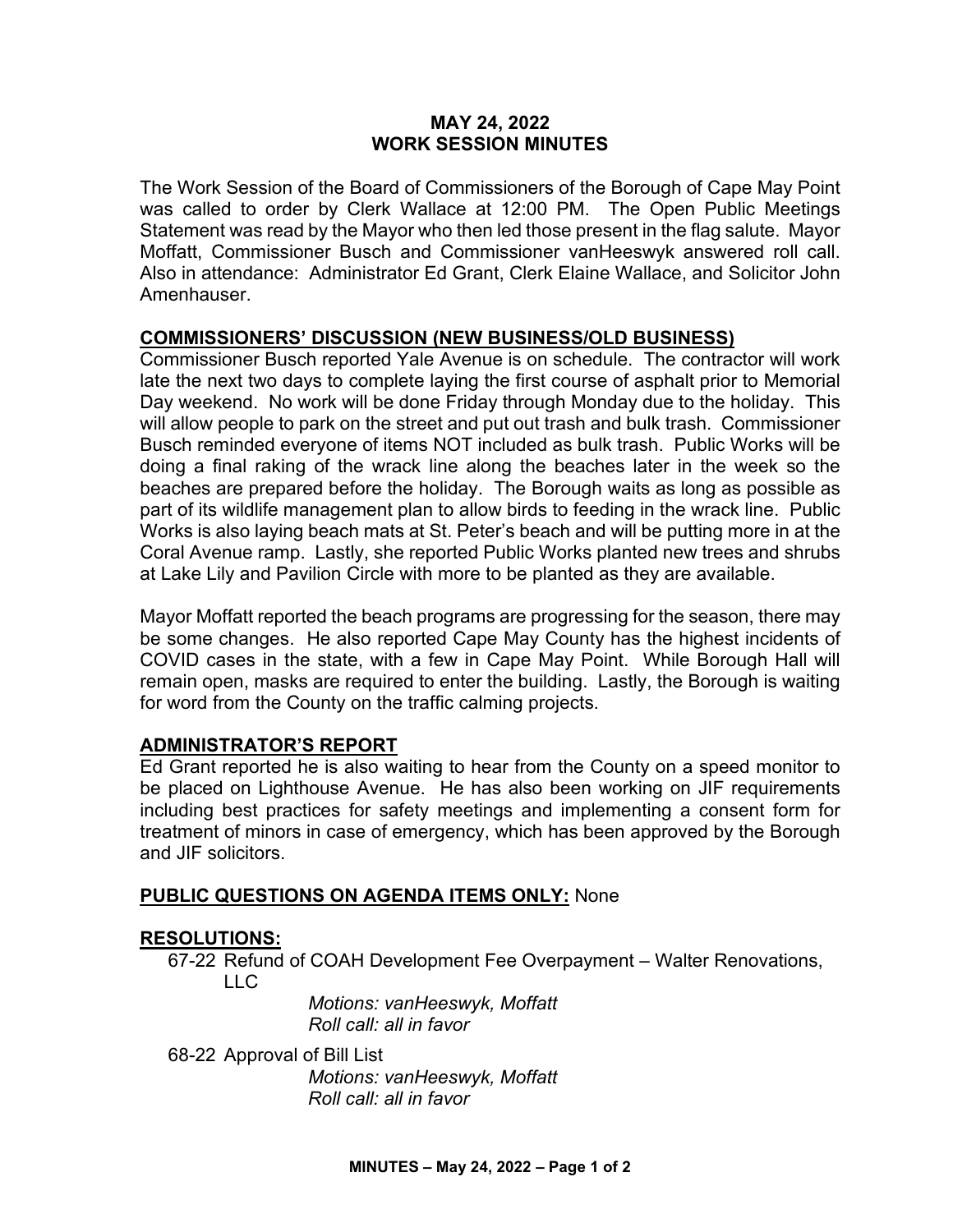# MAY 24, 2022
# WORK SESSION MINUTES

The Work Session of the Board of Commissioners of the Borough of Cape May Point was called to order by Clerk Wallace at 12:00 PM. The Open Public Meetings Statement was read by the Mayor who then led those present in the flag salute. Mayor Moffatt, Commissioner Busch and Commissioner vanHeeswyk answered roll call. Also in attendance: Administrator Ed Grant, Clerk Elaine Wallace, and Solicitor John Amenhauser.

## COMMISSIONERS' DISCUSSION (NEW BUSINESS/OLD BUSINESS)

Commissioner Busch reported Yale Avenue is on schedule. The contractor will work late the next two days to complete laying the first course of asphalt prior to Memorial Day weekend. No work will be done Friday through Monday due to the holiday. This will allow people to park on the street and put out trash and bulk trash. Commissioner Busch reminded everyone of items NOT included as bulk trash. Public Works will be doing a final raking of the wrack line along the beaches later in the week so the beaches are prepared before the holiday. The Borough waits as long as possible as part of its wildlife management plan to allow birds to feeding in the wrack line. Public Works is also laying beach mats at St. Peter's beach and will be putting more in at the Coral Avenue ramp. Lastly, she reported Public Works planted new trees and shrubs at Lake Lily and Pavilion Circle with more to be planted as they are available.

Mayor Moffatt reported the beach programs are progressing for the season, there may be some changes. He also reported Cape May County has the highest incidents of COVID cases in the state, with a few in Cape May Point. While Borough Hall will remain open, masks are required to enter the building. Lastly, the Borough is waiting for word from the County on the traffic calming projects.

## ADMINISTRATOR'S REPORT

Ed Grant reported he is also waiting to hear from the County on a speed monitor to be placed on Lighthouse Avenue. He has also been working on JIF requirements including best practices for safety meetings and implementing a consent form for treatment of minors in case of emergency, which has been approved by the Borough and JIF solicitors.

## PUBLIC QUESTIONS ON AGENDA ITEMS ONLY: None

## RESOLUTIONS:

67-22 Refund of COAH Development Fee Overpayment – Walter Renovations, LLC

*Motions: vanHeeswyk, Moffatt*
*Roll call: all in favor*

68-22 Approval of Bill List

*Motions: vanHeeswyk, Moffatt*
*Roll call: all in favor*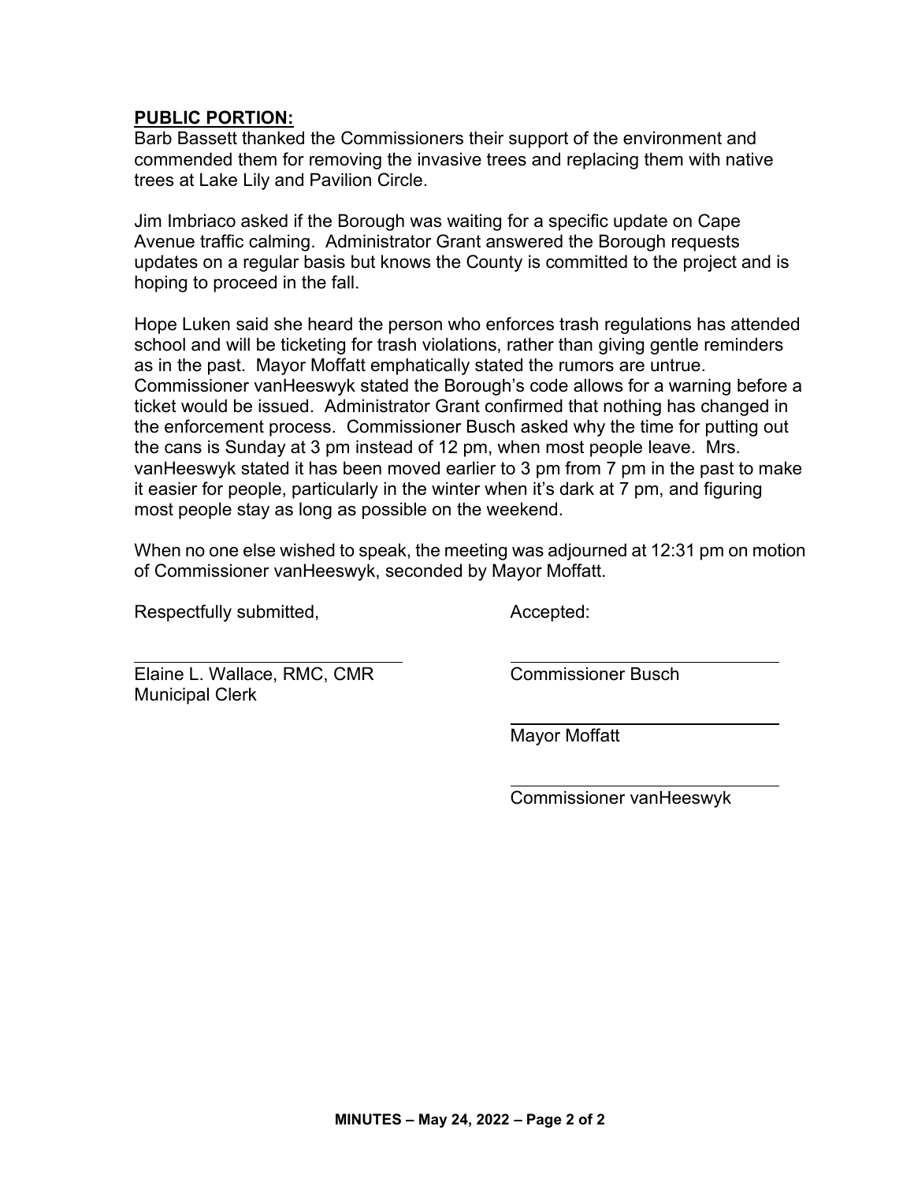**PUBLIC PORTION:**

Barb Bassett thanked the Commissioners their support of the environment and commended them for removing the invasive trees and replacing them with native trees at Lake Lily and Pavilion Circle.

Jim Imbriaco asked if the Borough was waiting for a specific update on Cape Avenue traffic calming. Administrator Grant answered the Borough requests updates on a regular basis but knows the County is committed to the project and is hoping to proceed in the fall.

Hope Luken said she heard the person who enforces trash regulations has attended school and will be ticketing for trash violations, rather than giving gentle reminders as in the past. Mayor Moffatt emphatically stated the rumors are untrue. Commissioner vanHeeswyk stated the Borough's code allows for a warning before a ticket would be issued. Administrator Grant confirmed that nothing has changed in the enforcement process. Commissioner Busch asked why the time for putting out the cans is Sunday at 3 pm instead of 12 pm, when most people leave. Mrs. vanHeeswyk stated it has been moved earlier to 3 pm from 7 pm in the past to make it easier for people, particularly in the winter when it's dark at 7 pm, and figuring most people stay as long as possible on the weekend.

When no one else wished to speak, the meeting was adjourned at 12:31 pm on motion of Commissioner vanHeeswyk, seconded by Mayor Moffatt.

Respectfully submitted,

Elaine L. Wallace, RMC, CMR
Municipal Clerk

Accepted:

Commissioner Busch

Mayor Moffatt

Commissioner vanHeeswyk